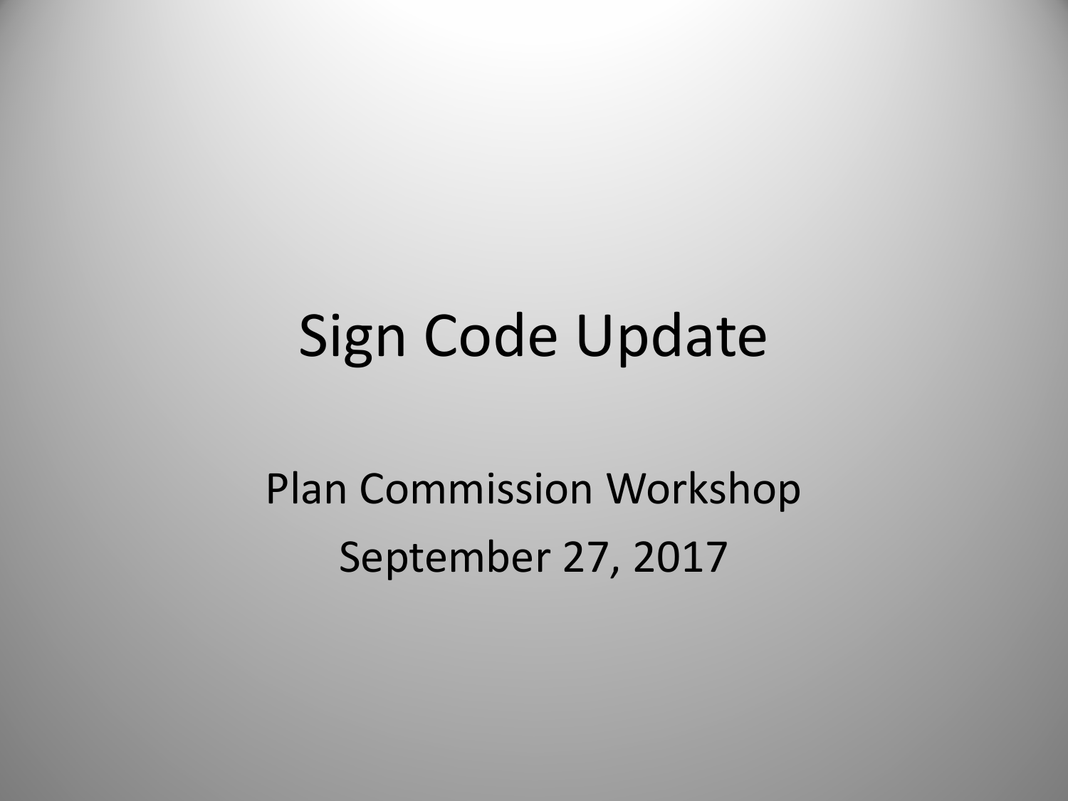# Sign Code Update

Plan Commission Workshop

September 27, 2017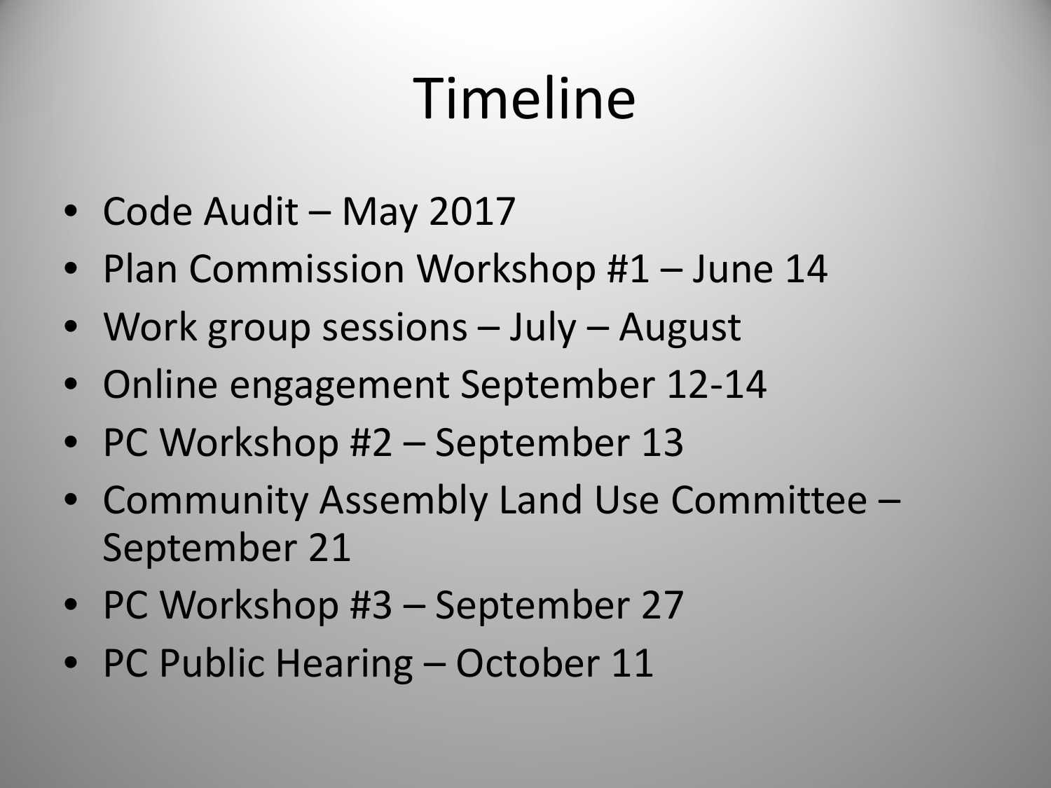# Timeline

- Code Audit – May 2017
- Plan Commission Workshop #1 – June 14
- Work group sessions – July – August
- Online engagement September 12-14
- PC Workshop #2 – September 13
- Community Assembly Land Use Committee – September 21
- PC Workshop #3 – September 27
- PC Public Hearing – October 11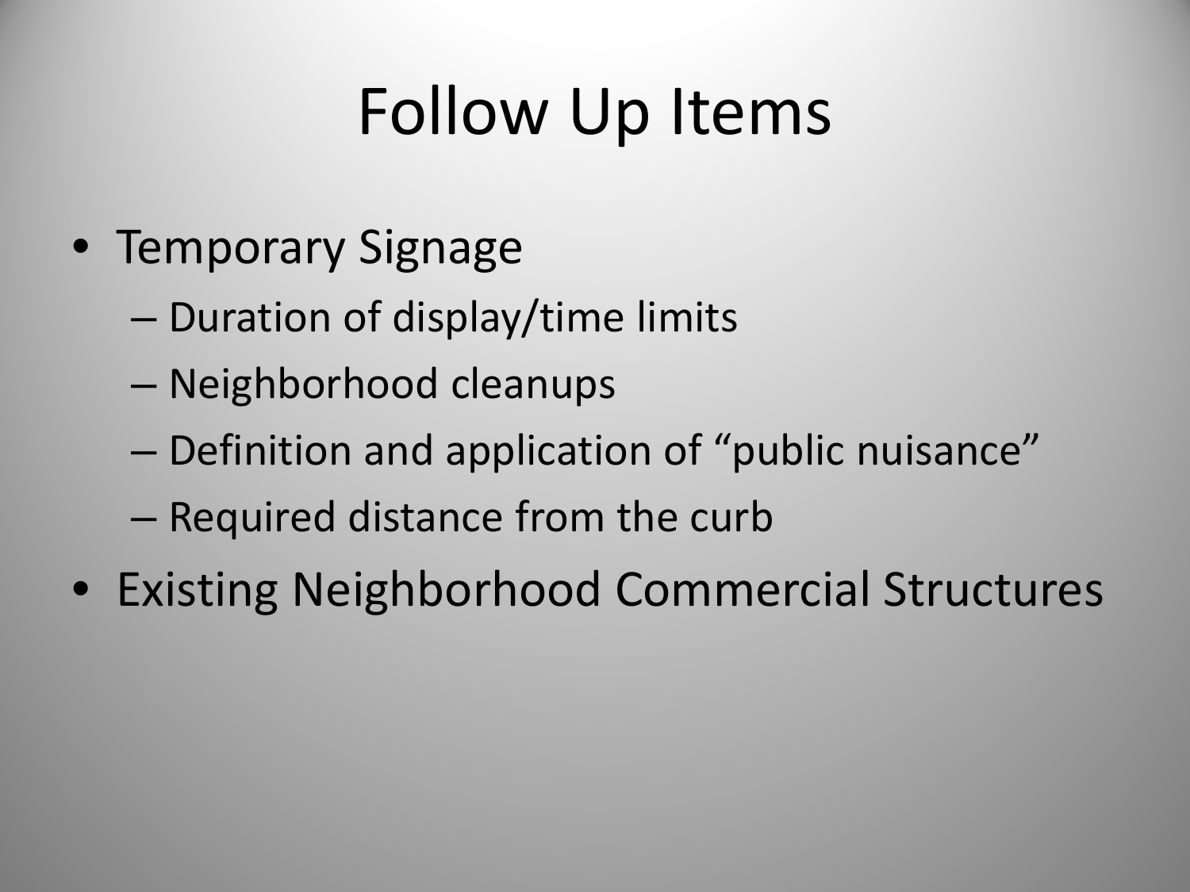# Follow Up Items

- Temporary Signage
  - Duration of display/time limits
  - Neighborhood cleanups
  - Definition and application of “public nuisance”
  - Required distance from the curb
- Existing Neighborhood Commercial Structures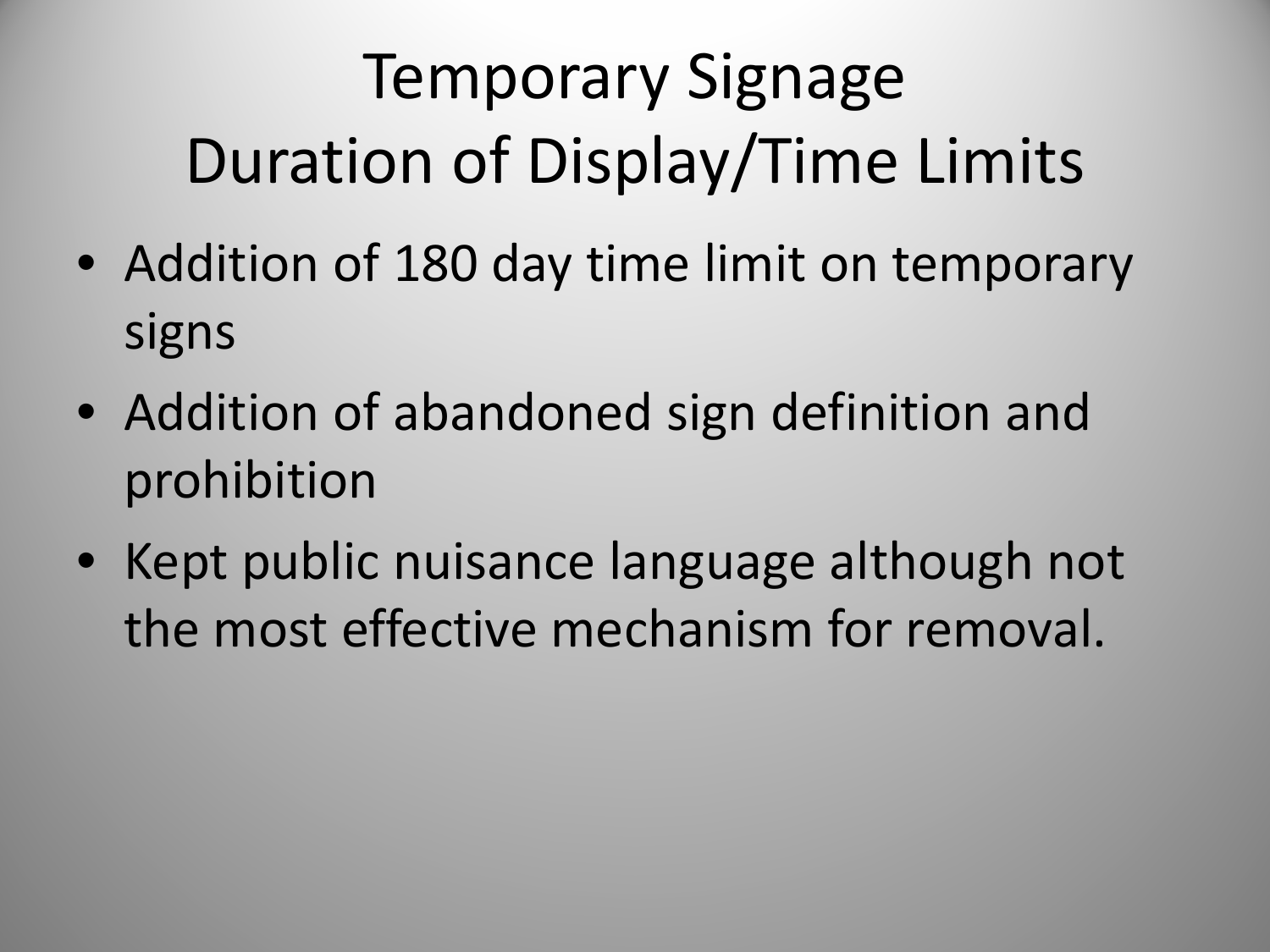# Temporary Signage
# Duration of Display/Time Limits

- Addition of 180 day time limit on temporary signs
- Addition of abandoned sign definition and prohibition
- Kept public nuisance language although not the most effective mechanism for removal.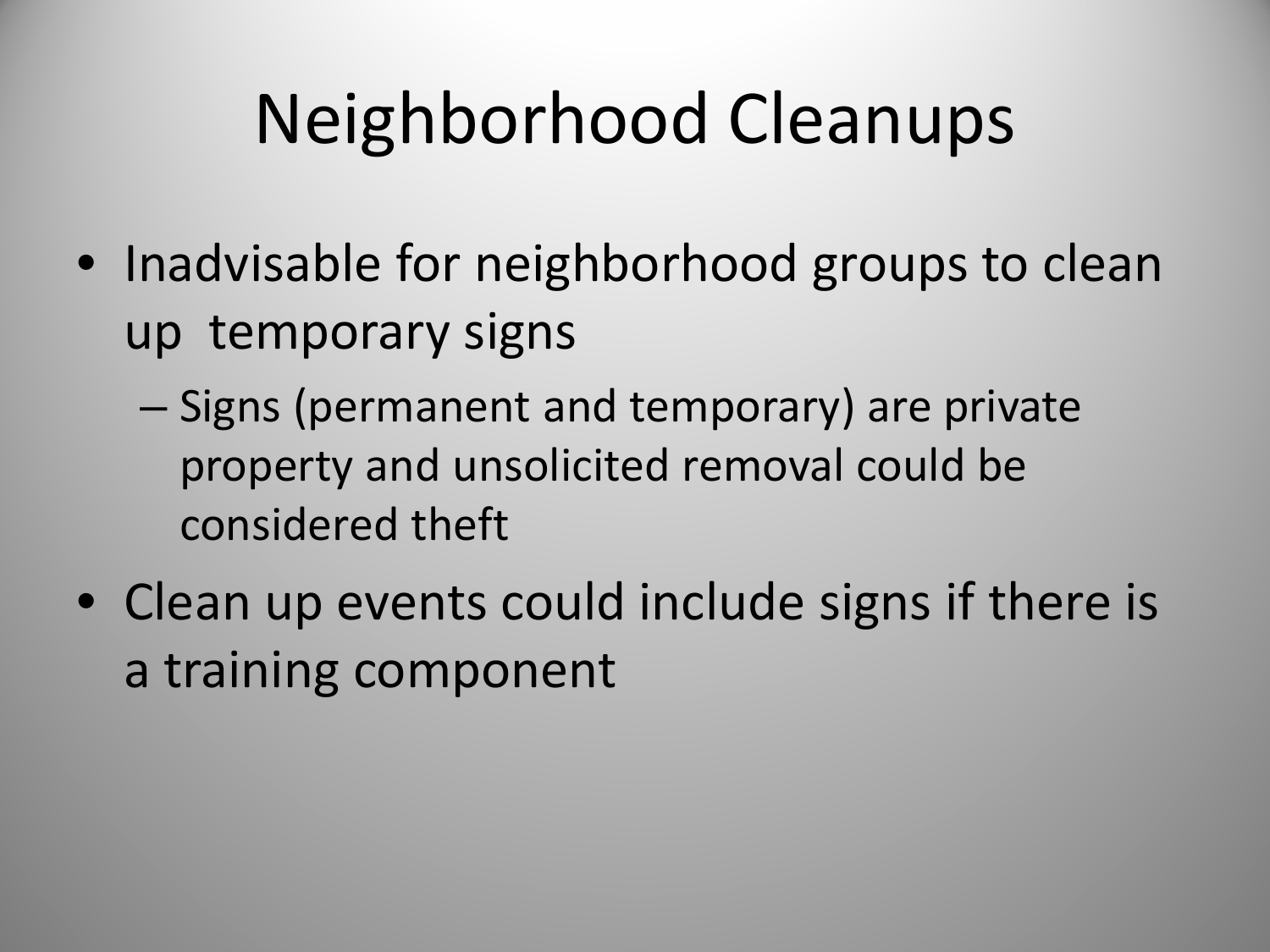# Neighborhood Cleanups

- Inadvisable for neighborhood groups to clean up temporary signs
  - Signs (permanent and temporary) are private property and unsolicited removal could be considered theft
- Clean up events could include signs if there is a training component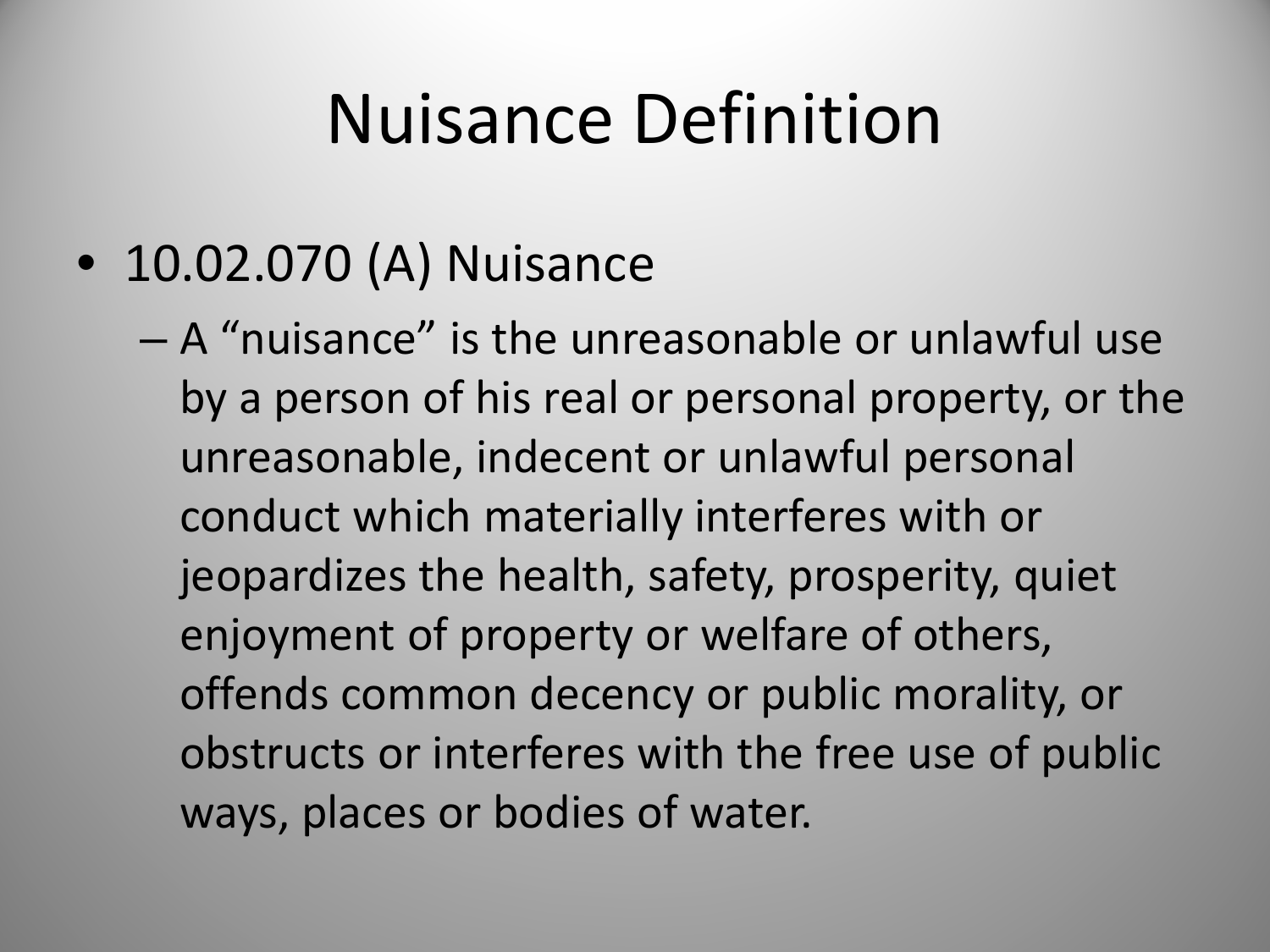# Nuisance Definition

- 10.02.070 (A) Nuisance
  - A "nuisance" is the unreasonable or unlawful use by a person of his real or personal property, or the unreasonable, indecent or unlawful personal conduct which materially interferes with or jeopardizes the health, safety, prosperity, quiet enjoyment of property or welfare of others, offends common decency or public morality, or obstructs or interferes with the free use of public ways, places or bodies of water.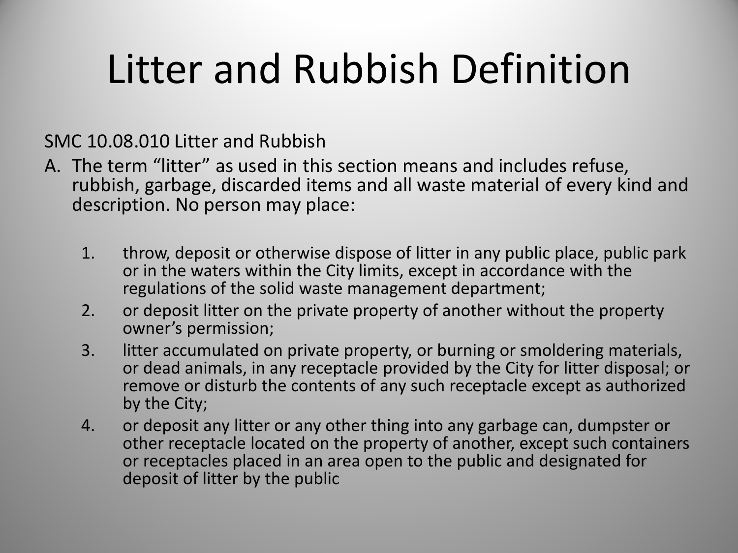# Litter and Rubbish Definition

SMC 10.08.010 Litter and Rubbish

A. The term “litter” as used in this section means and includes refuse, rubbish, garbage, discarded items and all waste material of every kind and description. No person may place:

   1. throw, deposit or otherwise dispose of litter in any public place, public park or in the waters within the City limits, except in accordance with the regulations of the solid waste management department;
   2. or deposit litter on the private property of another without the property owner’s permission;
   3. litter accumulated on private property, or burning or smoldering materials, or dead animals, in any receptacle provided by the City for litter disposal; or remove or disturb the contents of any such receptacle except as authorized by the City;
   4. or deposit any litter or any other thing into any garbage can, dumpster or other receptacle located on the property of another, except such containers or receptacles placed in an area open to the public and designated for deposit of litter by the public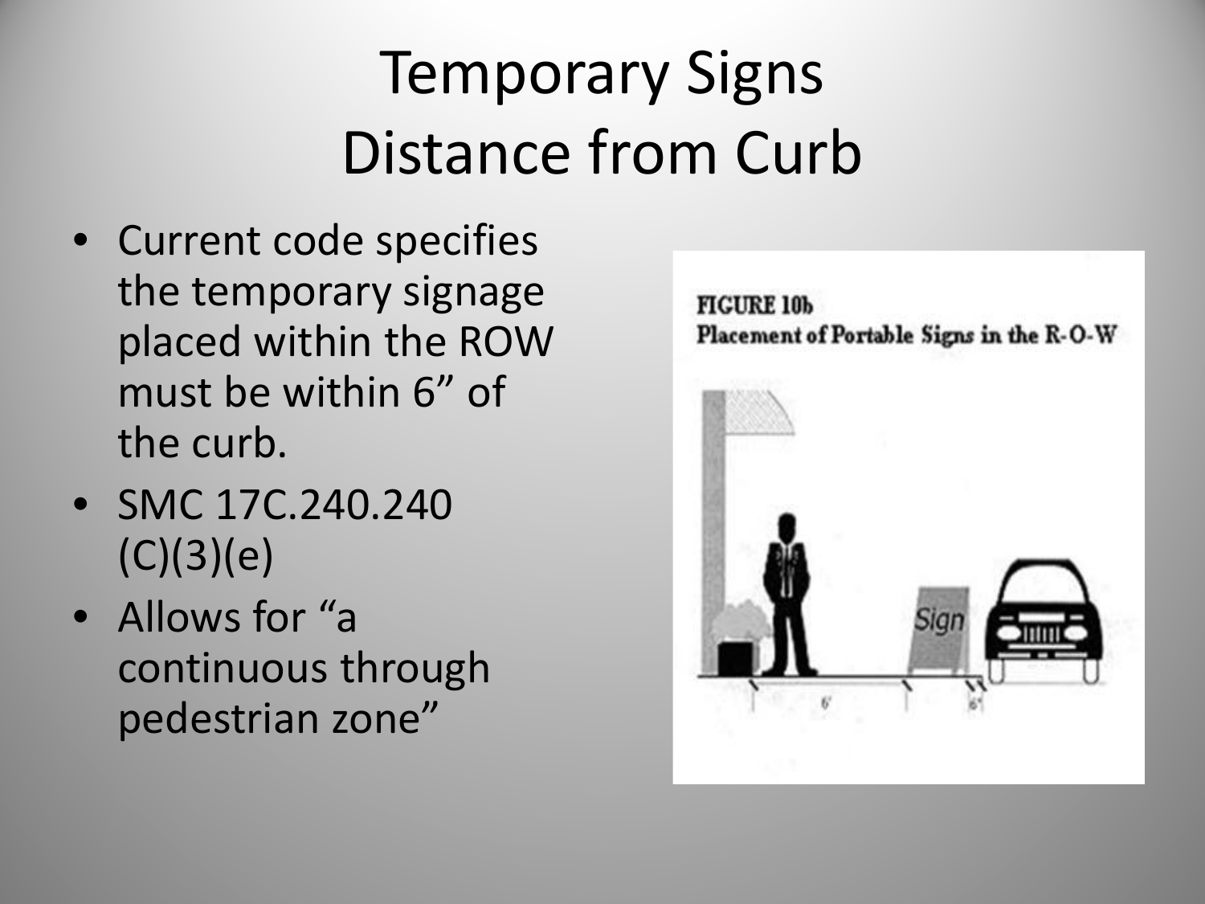# Temporary Signs Distance from Curb

- Current code specifies the temporary signage placed within the ROW must be within 6” of the curb.
- SMC 17C.240.240 (C)(3)(e)
- Allows for “a continuous through pedestrian zone”

FIGURE 10b
Placement of Portable Signs in the R-O-W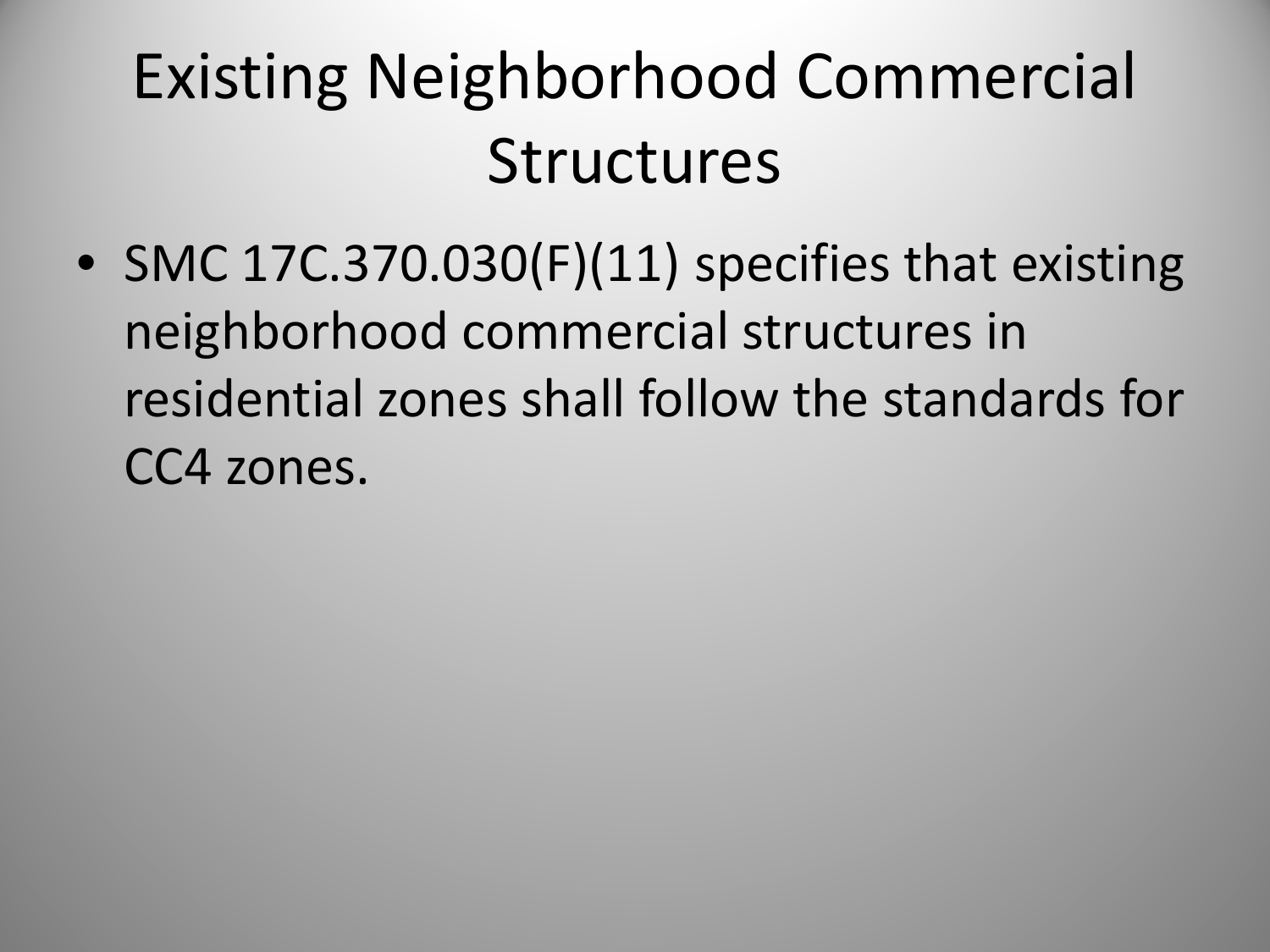# Existing Neighborhood Commercial Structures

- SMC 17C.370.030(F)(11) specifies that existing neighborhood commercial structures in residential zones shall follow the standards for CC4 zones.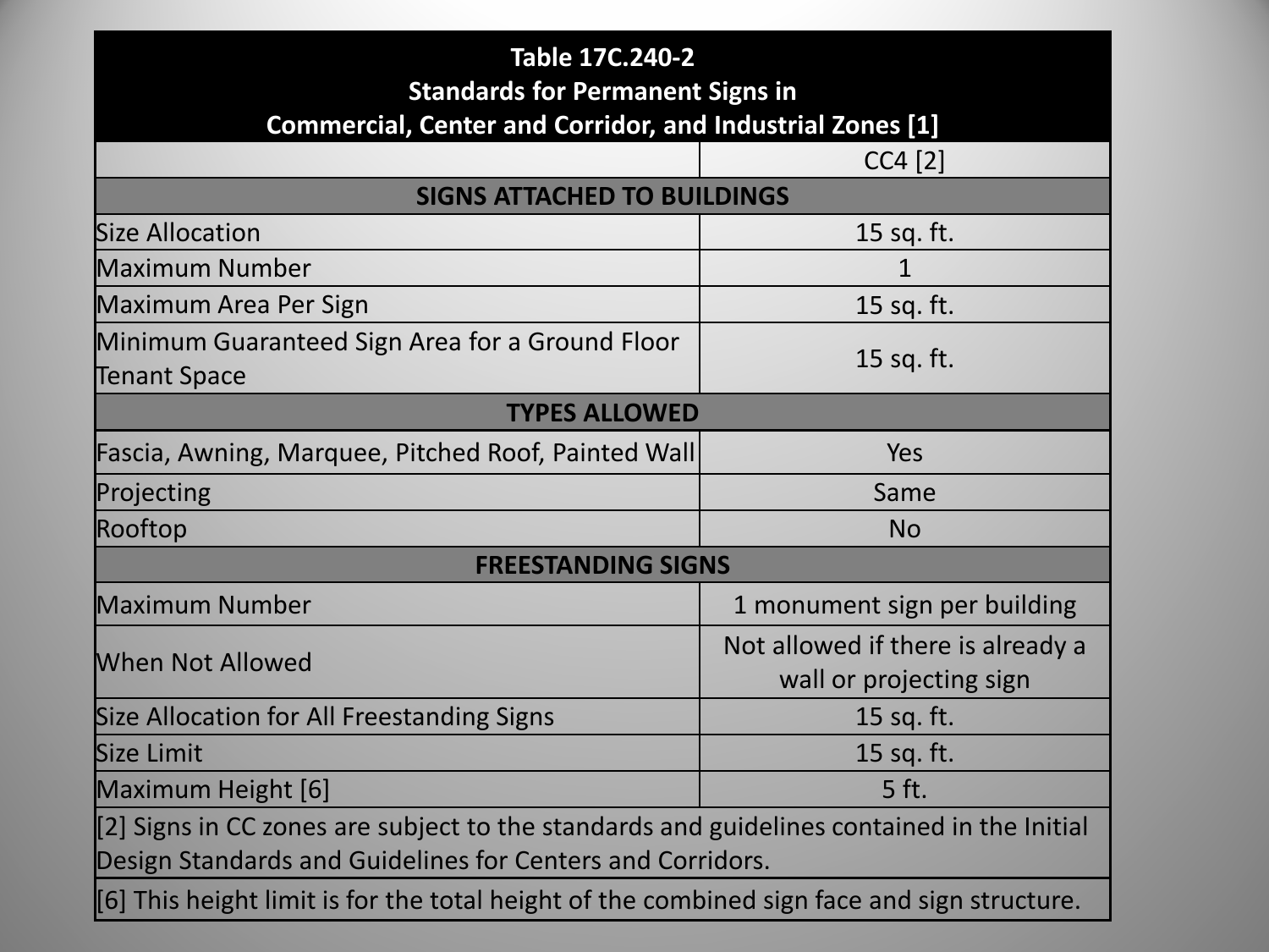| Table 17C.240-2<br>Standards for Permanent Signs in<br>Commercial, Center and Corridor, and Industrial Zones [1] | |
|---|---|
| | CC4 [2] |
| **SIGNS ATTACHED TO BUILDINGS** | |
| Size Allocation | 15 sq. ft. |
| Maximum Number | 1 |
| Maximum Area Per Sign | 15 sq. ft. |
| Minimum Guaranteed Sign Area for a Ground Floor Tenant Space | 15 sq. ft. |
| **TYPES ALLOWED** | |
| Fascia, Awning, Marquee, Pitched Roof, Painted Wall | Yes |
| Projecting | Same |
| Rooftop | No |
| **FREESTANDING SIGNS** | |
| Maximum Number | 1 monument sign per building |
| When Not Allowed | Not allowed if there is already a wall or projecting sign |
| Size Allocation for All Freestanding Signs | 15 sq. ft. |
| Size Limit | 15 sq. ft. |
| Maximum Height [6] | 5 ft. |
| [2] Signs in CC zones are subject to the standards and guidelines contained in the Initial Design Standards and Guidelines for Centers and Corridors. | |
| [6] This height limit is for the total height of the combined sign face and sign structure. | |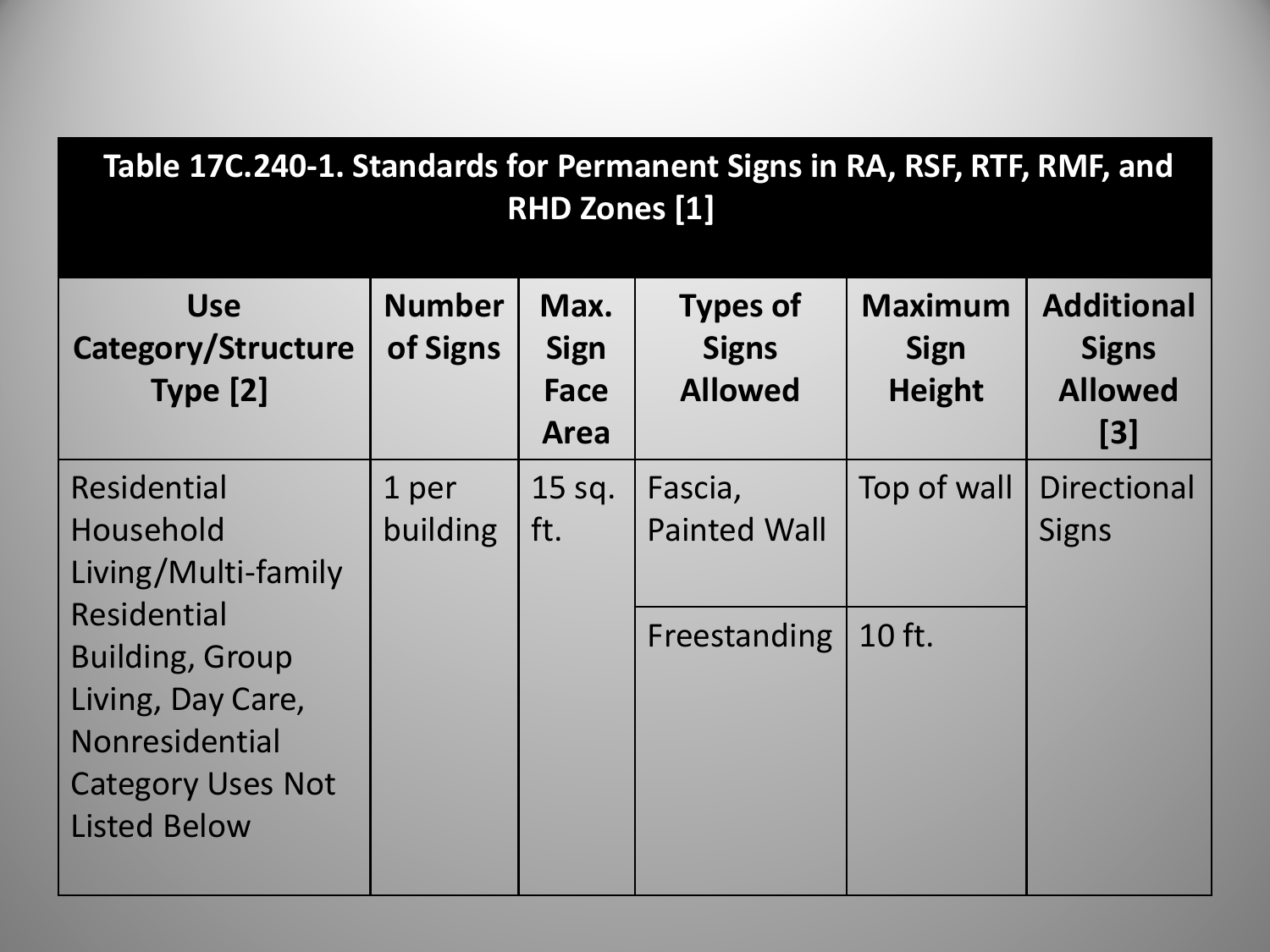| Table 17C.240-1. Standards for Permanent Signs in RA, RSF, RTF, RMF, and RHD Zones [1] | | | | | |
|---|---|---|---|---|---|
| Use Category/Structure Type [2] | Number of Signs | Max. Sign Face Area | Types of Signs Allowed | Maximum Sign Height | Additional Signs Allowed [3] |
| Residential Household Living/Multi-family Residential Building, Group Living, Day Care, Nonresidential Category Uses Not Listed Below | 1 per building | 15 sq. ft. | Fascia, Painted Wall | Top of wall | Directional Signs |
| | | | Freestanding | 10 ft. | |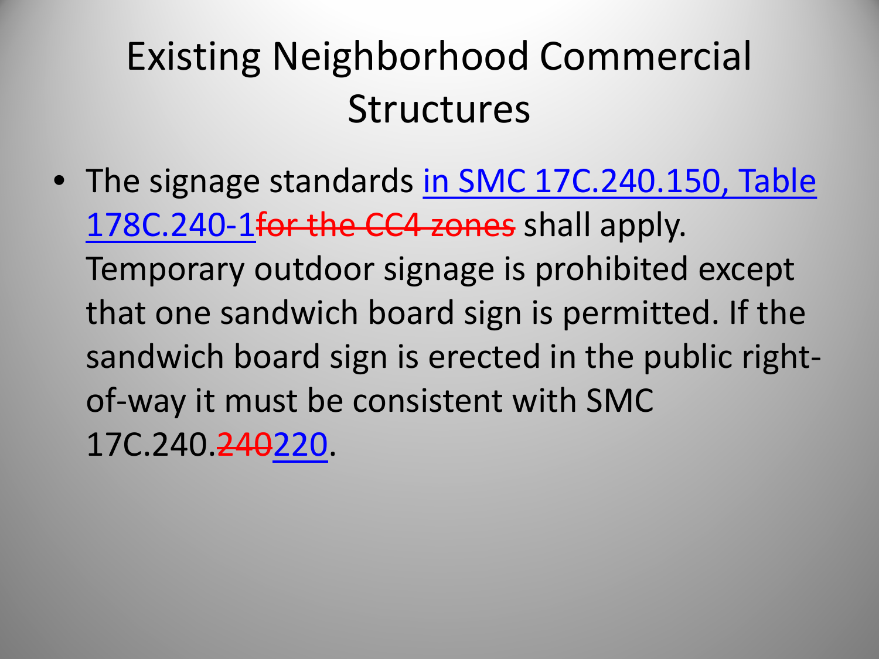# Existing Neighborhood Commercial Structures

- The signage standards in SMC 17C.240.150, Table 178C.240-1~~for the CC4 zones~~ shall apply. Temporary outdoor signage is prohibited except that one sandwich board sign is permitted. If the sandwich board sign is erected in the public right-of-way it must be consistent with SMC 17C.240.~~240~~220.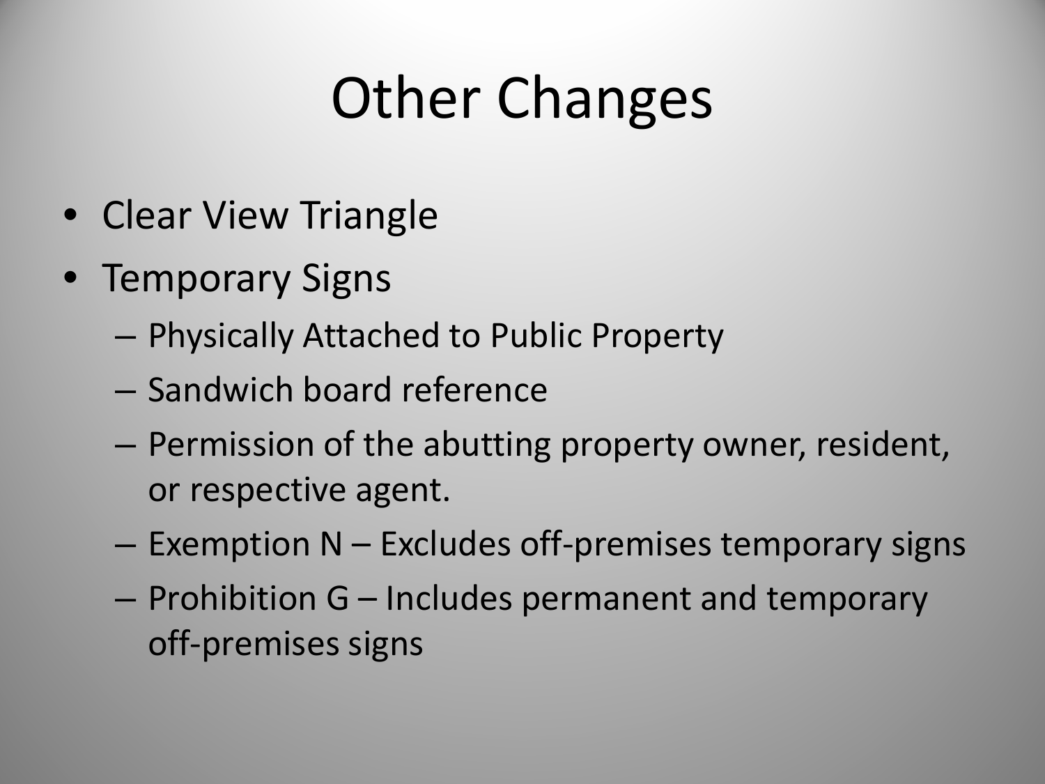# Other Changes

- Clear View Triangle
- Temporary Signs
  - Physically Attached to Public Property
  - Sandwich board reference
  - Permission of the abutting property owner, resident, or respective agent.
  - Exemption N – Excludes off-premises temporary signs
  - Prohibition G – Includes permanent and temporary off-premises signs